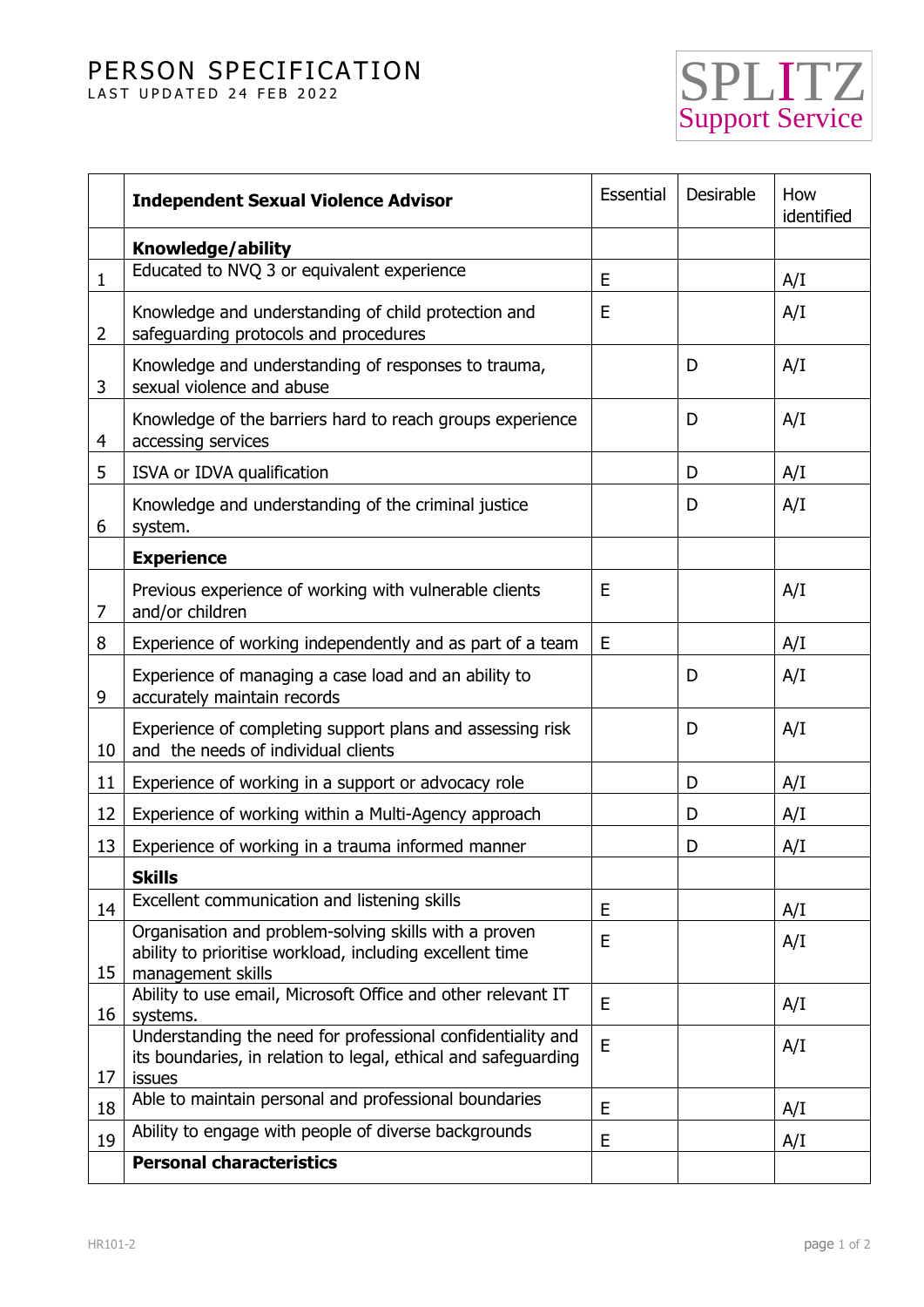# PERSON SPECIFICATION

LAST UPDATED 24 FEB 2022

SPLITZ Support Service

| | **Independent Sexual Violence Advisor** | Essential | Desirable | How identified |
|---|---|---|---|---|
| | **Knowledge/ability** | | | |
| 1 | Educated to NVQ 3 or equivalent experience | E | | A/I |
| 2 | Knowledge and understanding of child protection and safeguarding protocols and procedures | E | | A/I |
| 3 | Knowledge and understanding of responses to trauma, sexual violence and abuse | | D | A/I |
| 4 | Knowledge of the barriers hard to reach groups experience accessing services | | D | A/I |
| 5 | ISVA or IDVA qualification | | D | A/I |
| 6 | Knowledge and understanding of the criminal justice system. | | D | A/I |
| | **Experience** | | | |
| 7 | Previous experience of working with vulnerable clients and/or children | E | | A/I |
| 8 | Experience of working independently and as part of a team | E | | A/I |
| 9 | Experience of managing a case load and an ability to accurately maintain records | | D | A/I |
| 10 | Experience of completing support plans and assessing risk and the needs of individual clients | | D | A/I |
| 11 | Experience of working in a support or advocacy role | | D | A/I |
| 12 | Experience of working within a Multi-Agency approach | | D | A/I |
| 13 | Experience of working in a trauma informed manner | | D | A/I |
| | **Skills** | | | |
| 14 | Excellent communication and listening skills | E | | A/I |
| 15 | Organisation and problem-solving skills with a proven ability to prioritise workload, including excellent time management skills | E | | A/I |
| 16 | Ability to use email, Microsoft Office and other relevant IT systems. | E | | A/I |
| 17 | Understanding the need for professional confidentiality and its boundaries, in relation to legal, ethical and safeguarding issues | E | | A/I |
| 18 | Able to maintain personal and professional boundaries | E | | A/I |
| 19 | Ability to engage with people of diverse backgrounds | E | | A/I |
| | **Personal characteristics** | | | |

HR101-2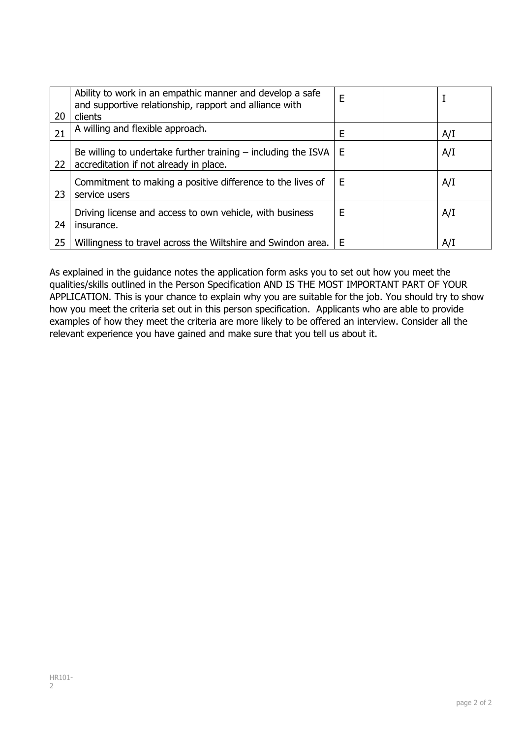| | | | | |
|---|---|---|---|---|
| 20 | Ability to work in an empathic manner and develop a safe and supportive relationship, rapport and alliance with clients | E | | I |
| 21 | A willing and flexible approach. | E | | A/I |
| 22 | Be willing to undertake further training – including the ISVA accreditation if not already in place. | E | | A/I |
| 23 | Commitment to making a positive difference to the lives of service users | E | | A/I |
| 24 | Driving license and access to own vehicle, with business insurance. | E | | A/I |
| 25 | Willingness to travel across the Wiltshire and Swindon area. | E | | A/I |

As explained in the guidance notes the application form asks you to set out how you meet the qualities/skills outlined in the Person Specification AND IS THE MOST IMPORTANT PART OF YOUR APPLICATION. This is your chance to explain why you are suitable for the job. You should try to show how you meet the criteria set out in this person specification. Applicants who are able to provide examples of how they meet the criteria are more likely to be offered an interview. Consider all the relevant experience you have gained and make sure that you tell us about it.

HR101-2